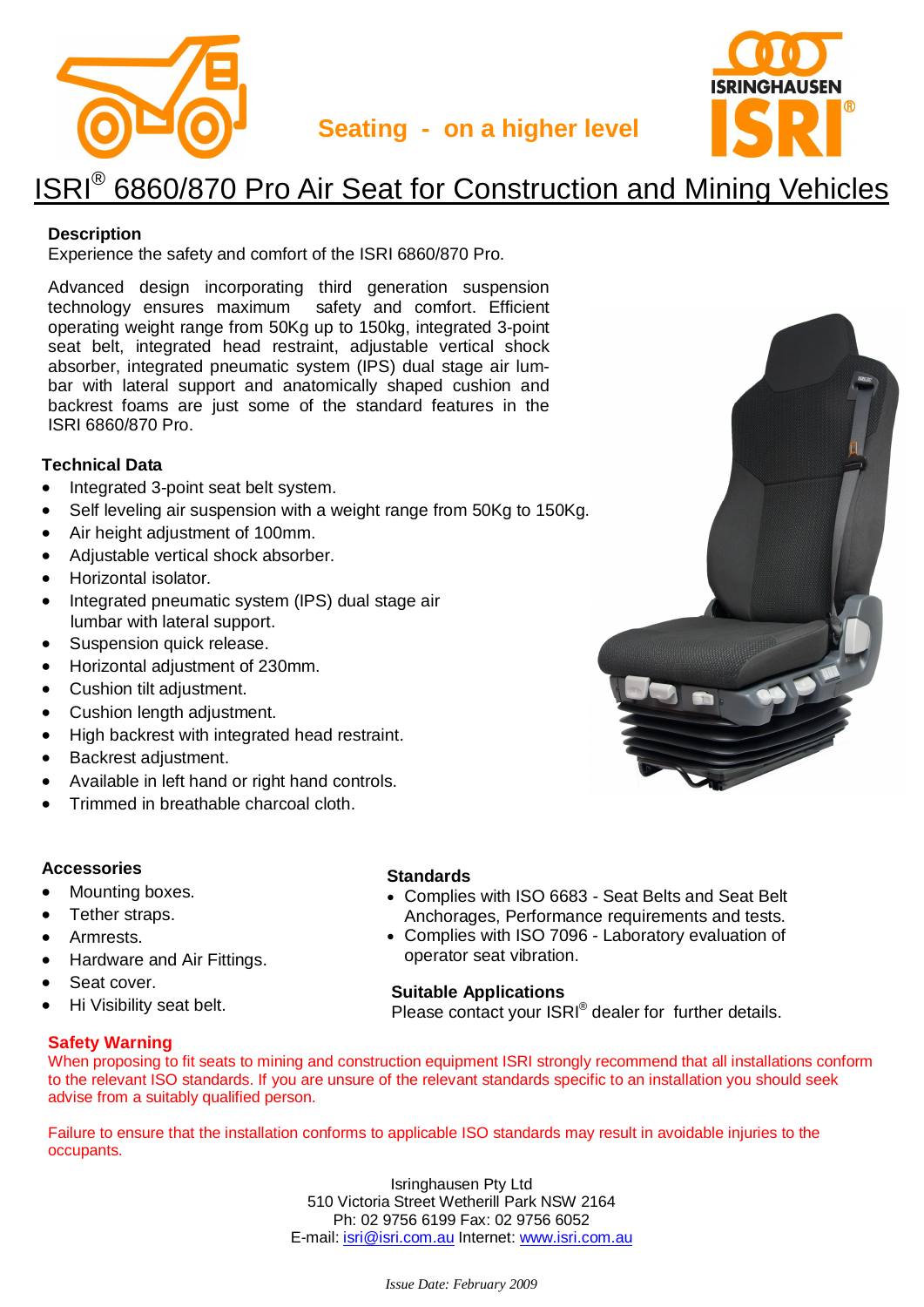Seating - on a higher level

ISRINGHAUSEN ISRI®

# ISRI® 6860/870 Pro Air Seat for Construction and Mining Vehicles

**Description**

Experience the safety and comfort of the ISRI 6860/870 Pro.

Advanced design incorporating third generation suspension technology ensures maximum safety and comfort. Efficient operating weight range from 50Kg up to 150kg, integrated 3-point seat belt, integrated head restraint, adjustable vertical shock absorber, integrated pneumatic system (IPS) dual stage air lumbar with lateral support and anatomically shaped cushion and backrest foams are just some of the standard features in the ISRI 6860/870 Pro.

**Technical Data**

- Integrated 3-point seat belt system.
- Self leveling air suspension with a weight range from 50Kg to 150Kg.
- Air height adjustment of 100mm.
- Adjustable vertical shock absorber.
- Horizontal isolator.
- Integrated pneumatic system (IPS) dual stage air lumbar with lateral support.
- Suspension quick release.
- Horizontal adjustment of 230mm.
- Cushion tilt adjustment.
- Cushion length adjustment.
- High backrest with integrated head restraint.
- Backrest adjustment.
- Available in left hand or right hand controls.
- Trimmed in breathable charcoal cloth.

**Accessories**

- Mounting boxes.
- Tether straps.
- Armrests.
- Hardware and Air Fittings.
- Seat cover.
- Hi Visibility seat belt.

**Standards**

- Complies with ISO 6683 - Seat Belts and Seat Belt Anchorages, Performance requirements and tests.
- Complies with ISO 7096 - Laboratory evaluation of operator seat vibration.

**Suitable Applications**

Please contact your ISRI® dealer for further details.

**Safety Warning**

When proposing to fit seats to mining and construction equipment ISRI strongly recommend that all installations conform to the relevant ISO standards. If you are unsure of the relevant standards specific to an installation you should seek advise from a suitably qualified person.

Failure to ensure that the installation conforms to applicable ISO standards may result in avoidable injuries to the occupants.

Isringhausen Pty Ltd
510 Victoria Street Wetherill Park NSW 2164
Ph: 02 9756 6199 Fax: 02 9756 6052
E-mail: isri@isri.com.au Internet: www.isri.com.au

*Issue Date: February 2009*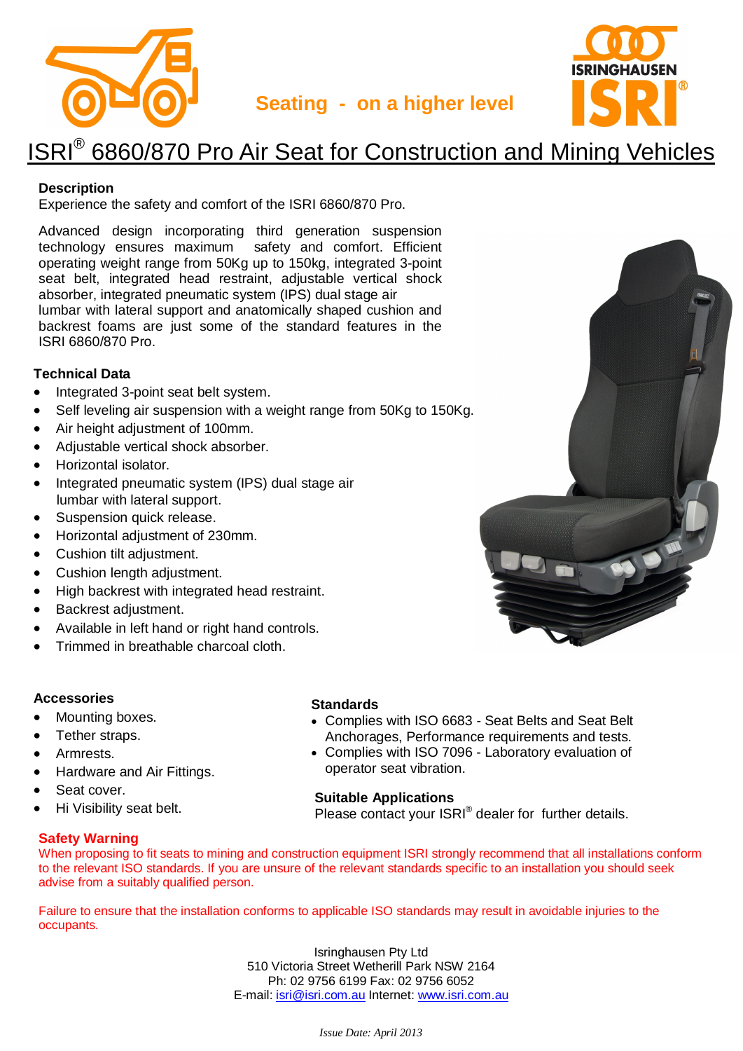Seating - on a higher level

# ISRI® 6860/870 Pro Air Seat for Construction and Mining Vehicles

**Description**

Experience the safety and comfort of the ISRI 6860/870 Pro.

Advanced design incorporating third generation suspension technology ensures maximum safety and comfort. Efficient operating weight range from 50Kg up to 150kg, integrated 3-point seat belt, integrated head restraint, adjustable vertical shock absorber, integrated pneumatic system (IPS) dual stage air lumbar with lateral support and anatomically shaped cushion and backrest foams are just some of the standard features in the ISRI 6860/870 Pro.

**Technical Data**

- Integrated 3-point seat belt system.
- Self leveling air suspension with a weight range from 50Kg to 150Kg.
- Air height adjustment of 100mm.
- Adjustable vertical shock absorber.
- Horizontal isolator.
- Integrated pneumatic system (IPS) dual stage air lumbar with lateral support.
- Suspension quick release.
- Horizontal adjustment of 230mm.
- Cushion tilt adjustment.
- Cushion length adjustment.
- High backrest with integrated head restraint.
- Backrest adjustment.
- Available in left hand or right hand controls.
- Trimmed in breathable charcoal cloth.

**Accessories**

- Mounting boxes.
- Tether straps.
- Armrests.
- Hardware and Air Fittings.
- Seat cover.
- Hi Visibility seat belt.

**Standards**

- Complies with ISO 6683 - Seat Belts and Seat Belt Anchorages, Performance requirements and tests.
- Complies with ISO 7096 - Laboratory evaluation of operator seat vibration.

**Suitable Applications**

Please contact your ISRI® dealer for further details.

**Safety Warning**

When proposing to fit seats to mining and construction equipment ISRI strongly recommend that all installations conform to the relevant ISO standards. If you are unsure of the relevant standards specific to an installation you should seek advise from a suitably qualified person.

Failure to ensure that the installation conforms to applicable ISO standards may result in avoidable injuries to the occupants.

Isringhausen Pty Ltd
510 Victoria Street Wetherill Park NSW 2164
Ph: 02 9756 6199 Fax: 02 9756 6052
E-mail: isri@isri.com.au Internet: www.isri.com.au

*Issue Date: April 2013*